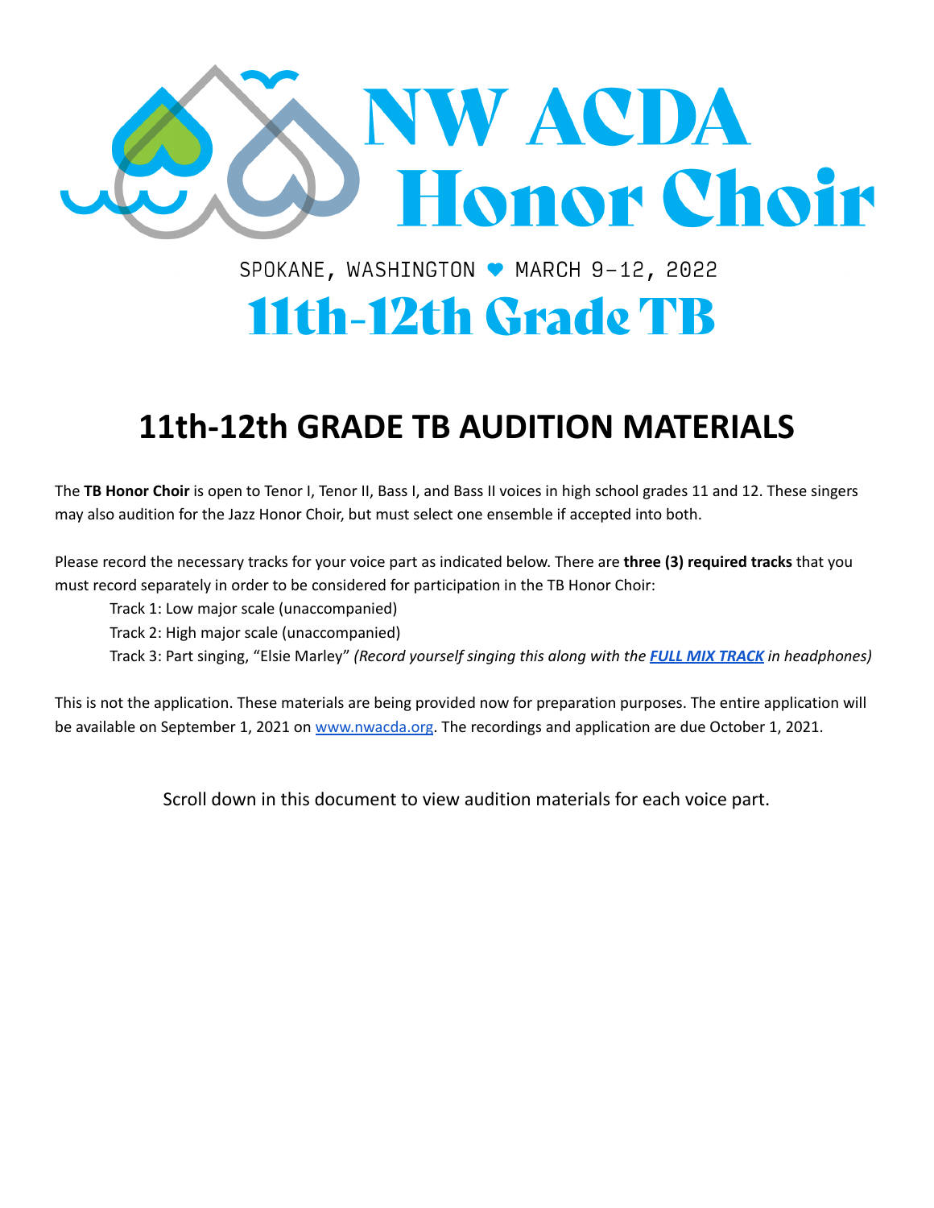# NW ACDA Honor Choir

SPOKANE, WASHINGTON ♥ MARCH 9–12, 2022

## 11th-12th Grade TB

# 11th-12th GRADE TB AUDITION MATERIALS

The **TB Honor Choir** is open to Tenor I, Tenor II, Bass I, and Bass II voices in high school grades 11 and 12. These singers may also audition for the Jazz Honor Choir, but must select one ensemble if accepted into both.

Please record the necessary tracks for your voice part as indicated below. There are **three (3) required tracks** that you must record separately in order to be considered for participation in the TB Honor Choir:

Track 1: Low major scale (unaccompanied)
Track 2: High major scale (unaccompanied)
Track 3: Part singing, "Elsie Marley" *(Record yourself singing this along with the **FULL MIX TRACK** in headphones)*

This is not the application. These materials are being provided now for preparation purposes. The entire application will be available on September 1, 2021 on www.nwacda.org. The recordings and application are due October 1, 2021.

Scroll down in this document to view audition materials for each voice part.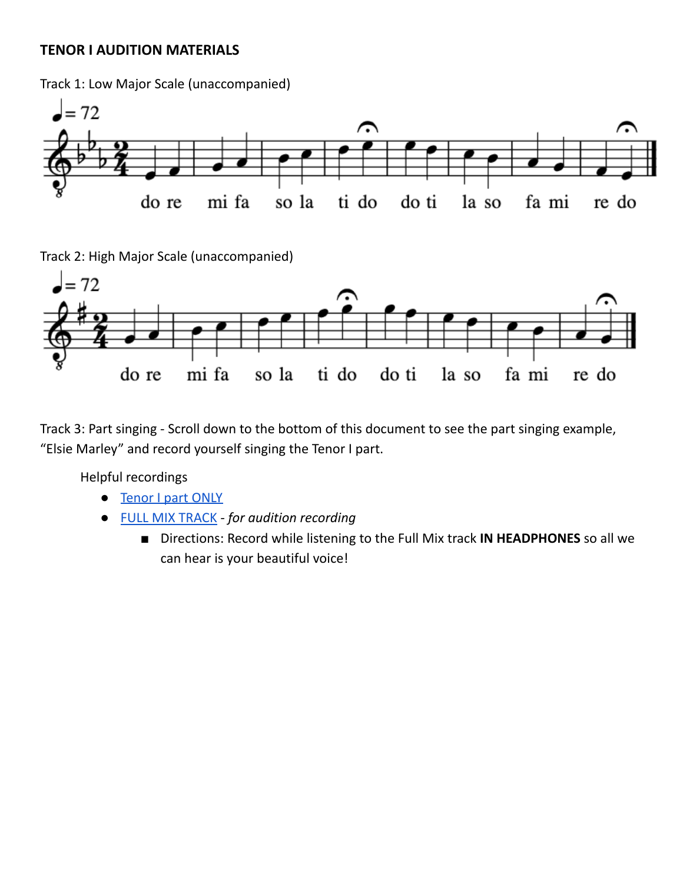**TENOR I AUDITION MATERIALS**

Track 1: Low Major Scale (unaccompanied)

do re mi fa so la ti do do ti la so fa mi re do

Track 2: High Major Scale (unaccompanied)

do re mi fa so la ti do do ti la so fa mi re do

Track 3: Part singing - Scroll down to the bottom of this document to see the part singing example, "Elsie Marley" and record yourself singing the Tenor I part.

Helpful recordings

- Tenor I part ONLY
- FULL MIX TRACK - *for audition recording*
  - Directions: Record while listening to the Full Mix track **IN HEADPHONES** so all we can hear is your beautiful voice!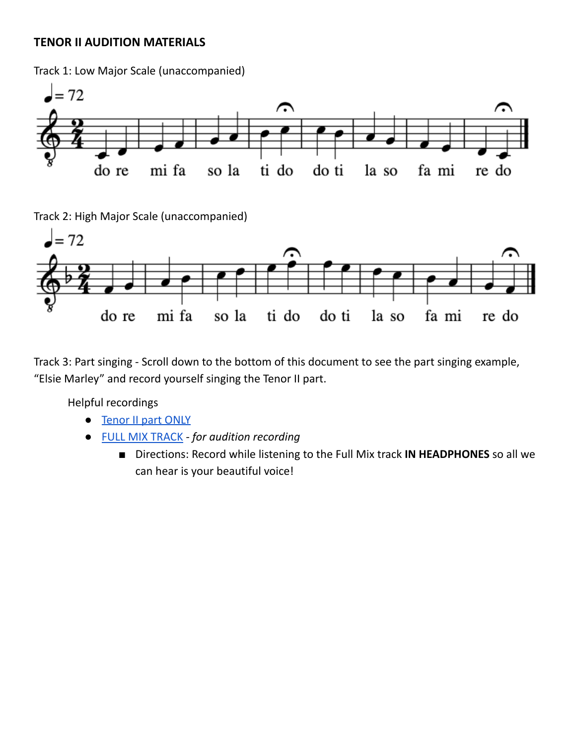**TENOR II AUDITION MATERIALS**

Track 1: Low Major Scale (unaccompanied)

do re mi fa so la ti do do ti la so fa mi re do

Track 2: High Major Scale (unaccompanied)

do re mi fa so la ti do do ti la so fa mi re do

Track 3: Part singing - Scroll down to the bottom of this document to see the part singing example, "Elsie Marley" and record yourself singing the Tenor II part.

Helpful recordings

- Tenor II part ONLY
- FULL MIX TRACK - *for audition recording*
  - Directions: Record while listening to the Full Mix track **IN HEADPHONES** so all we can hear is your beautiful voice!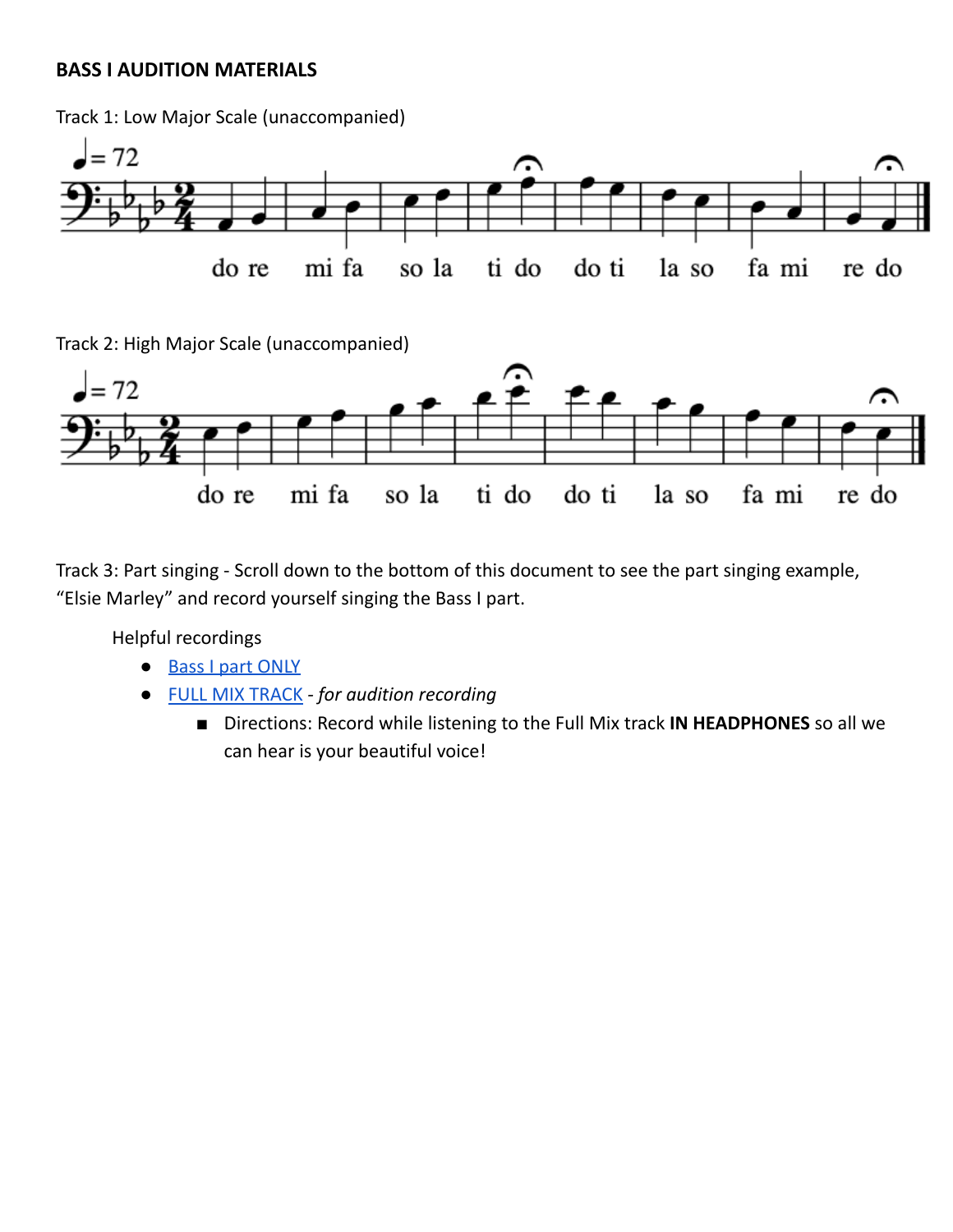**BASS I AUDITION MATERIALS**

Track 1: Low Major Scale (unaccompanied)

do re mi fa so la ti do do ti la so fa mi re do

Track 2: High Major Scale (unaccompanied)

do re mi fa so la ti do do ti la so fa mi re do

Track 3: Part singing - Scroll down to the bottom of this document to see the part singing example, "Elsie Marley" and record yourself singing the Bass I part.

Helpful recordings

- Bass I part ONLY
- FULL MIX TRACK - *for audition recording*
  - Directions: Record while listening to the Full Mix track **IN HEADPHONES** so all we can hear is your beautiful voice!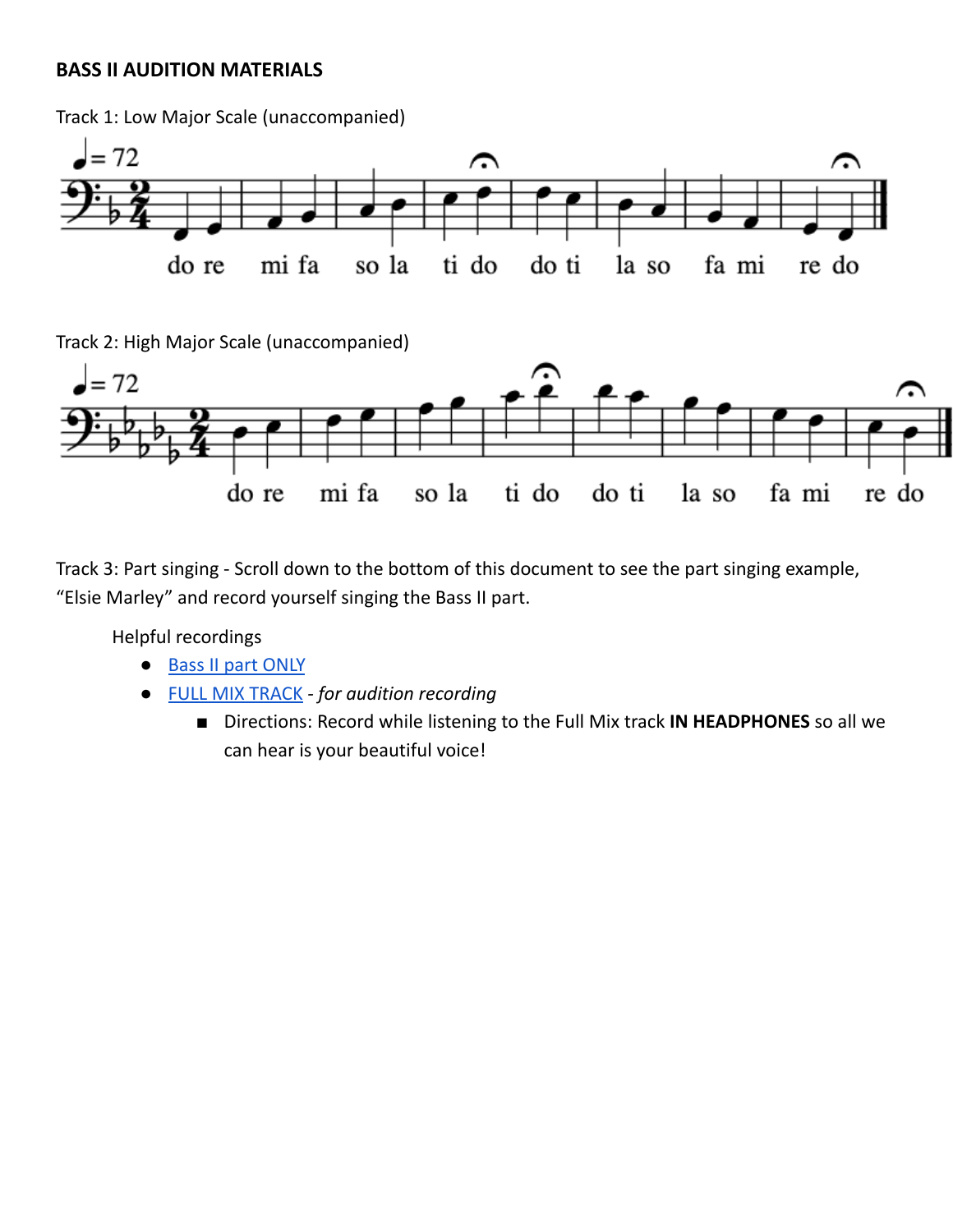**BASS II AUDITION MATERIALS**

Track 1: Low Major Scale (unaccompanied)

♩= 72

do re | mi fa | so la | ti do | do ti | la so | fa mi | re do

Track 2: High Major Scale (unaccompanied)

♩= 72

do re | mi fa | so la | ti do | do ti | la so | fa mi | re do

Track 3: Part singing - Scroll down to the bottom of this document to see the part singing example, “Elsie Marley” and record yourself singing the Bass II part.

Helpful recordings

- Bass II part ONLY
- FULL MIX TRACK - *for audition recording*
  - Directions: Record while listening to the Full Mix track **IN HEADPHONES** so all we can hear is your beautiful voice!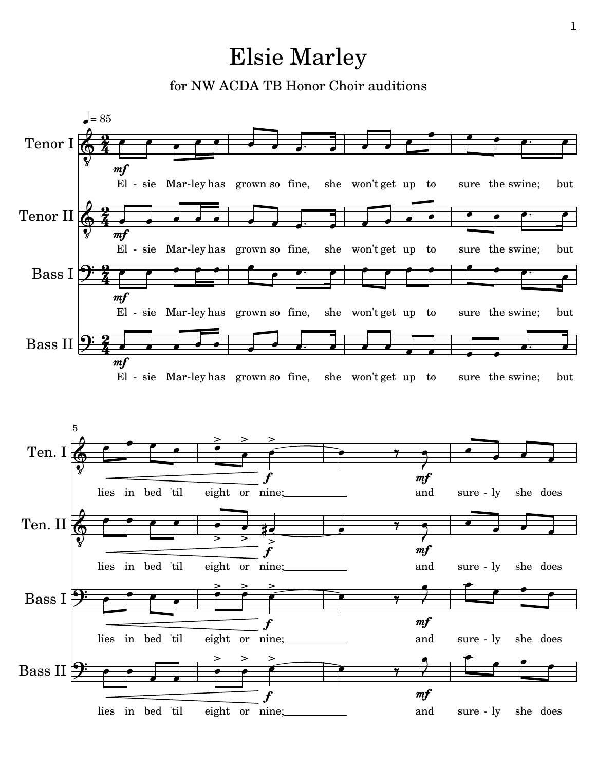# Elsie Marley

for NW ACDA TB Honor Choir auditions

♩ = 85

Tenor I / Tenor II / Bass I / Bass II

El - sie Mar-ley has grown so fine, she won't get up to sure the swine; but

lies in bed 'til eight or nine; and sure - ly she does